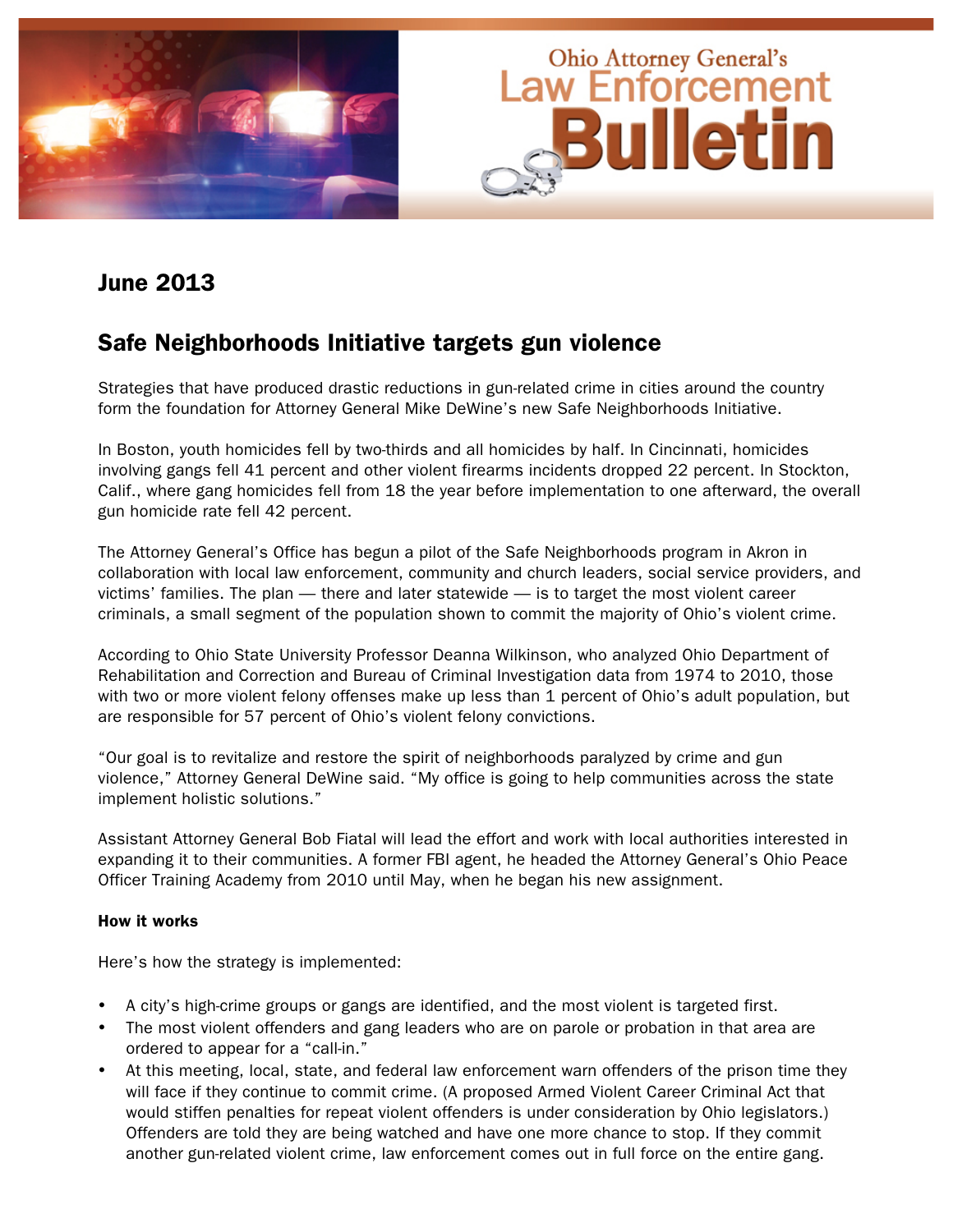Ohio Attorney General's Law Enforcement Bulletin

## June 2013

# Safe Neighborhoods Initiative targets gun violence

Strategies that have produced drastic reductions in gun-related crime in cities around the country form the foundation for Attorney General Mike DeWine's new Safe Neighborhoods Initiative.

In Boston, youth homicides fell by two-thirds and all homicides by half. In Cincinnati, homicides involving gangs fell 41 percent and other violent firearms incidents dropped 22 percent. In Stockton, Calif., where gang homicides fell from 18 the year before implementation to one afterward, the overall gun homicide rate fell 42 percent.

The Attorney General's Office has begun a pilot of the Safe Neighborhoods program in Akron in collaboration with local law enforcement, community and church leaders, social service providers, and victims' families. The plan — there and later statewide — is to target the most violent career criminals, a small segment of the population shown to commit the majority of Ohio's violent crime.

According to Ohio State University Professor Deanna Wilkinson, who analyzed Ohio Department of Rehabilitation and Correction and Bureau of Criminal Investigation data from 1974 to 2010, those with two or more violent felony offenses make up less than 1 percent of Ohio's adult population, but are responsible for 57 percent of Ohio's violent felony convictions.

"Our goal is to revitalize and restore the spirit of neighborhoods paralyzed by crime and gun violence," Attorney General DeWine said. "My office is going to help communities across the state implement holistic solutions."

Assistant Attorney General Bob Fiatal will lead the effort and work with local authorities interested in expanding it to their communities. A former FBI agent, he headed the Attorney General's Ohio Peace Officer Training Academy from 2010 until May, when he began his new assignment.

### How it works

Here's how the strategy is implemented:

- A city's high-crime groups or gangs are identified, and the most violent is targeted first.
- The most violent offenders and gang leaders who are on parole or probation in that area are ordered to appear for a "call-in."
- At this meeting, local, state, and federal law enforcement warn offenders of the prison time they will face if they continue to commit crime. (A proposed Armed Violent Career Criminal Act that would stiffen penalties for repeat violent offenders is under consideration by Ohio legislators.) Offenders are told they are being watched and have one more chance to stop. If they commit another gun-related violent crime, law enforcement comes out in full force on the entire gang.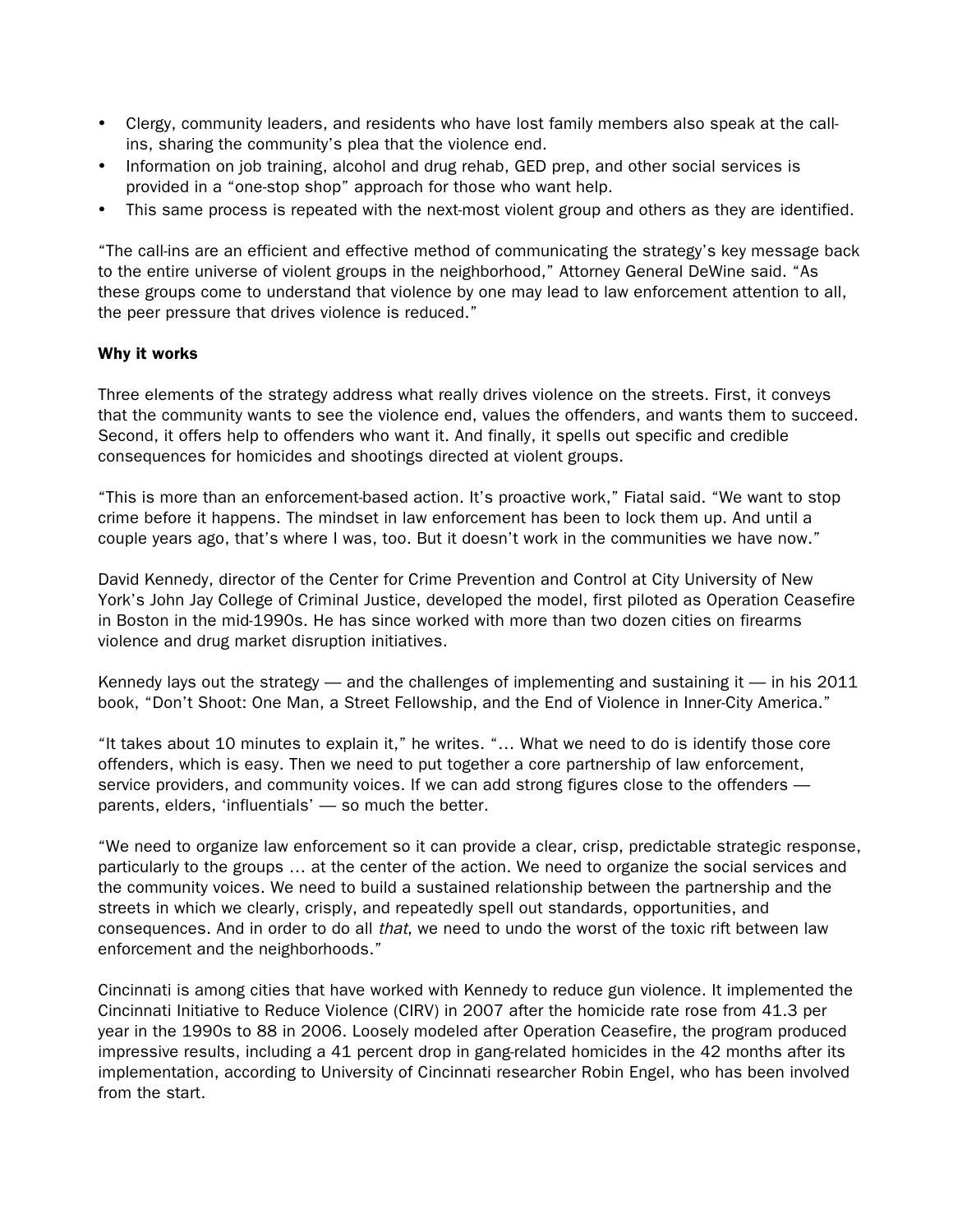- Clergy, community leaders, and residents who have lost family members also speak at the call-ins, sharing the community's plea that the violence end.
- Information on job training, alcohol and drug rehab, GED prep, and other social services is provided in a "one-stop shop" approach for those who want help.
- This same process is repeated with the next-most violent group and others as they are identified.

"The call-ins are an efficient and effective method of communicating the strategy's key message back to the entire universe of violent groups in the neighborhood," Attorney General DeWine said. "As these groups come to understand that violence by one may lead to law enforcement attention to all, the peer pressure that drives violence is reduced."

**Why it works**

Three elements of the strategy address what really drives violence on the streets. First, it conveys that the community wants to see the violence end, values the offenders, and wants them to succeed. Second, it offers help to offenders who want it. And finally, it spells out specific and credible consequences for homicides and shootings directed at violent groups.

"This is more than an enforcement-based action. It's proactive work," Fiatal said. "We want to stop crime before it happens. The mindset in law enforcement has been to lock them up. And until a couple years ago, that's where I was, too. But it doesn't work in the communities we have now."

David Kennedy, director of the Center for Crime Prevention and Control at City University of New York's John Jay College of Criminal Justice, developed the model, first piloted as Operation Ceasefire in Boston in the mid-1990s. He has since worked with more than two dozen cities on firearms violence and drug market disruption initiatives.

Kennedy lays out the strategy — and the challenges of implementing and sustaining it — in his 2011 book, "Don't Shoot: One Man, a Street Fellowship, and the End of Violence in Inner-City America."

"It takes about 10 minutes to explain it," he writes. "… What we need to do is identify those core offenders, which is easy. Then we need to put together a core partnership of law enforcement, service providers, and community voices. If we can add strong figures close to the offenders — parents, elders, 'influentials' — so much the better.

"We need to organize law enforcement so it can provide a clear, crisp, predictable strategic response, particularly to the groups … at the center of the action. We need to organize the social services and the community voices. We need to build a sustained relationship between the partnership and the streets in which we clearly, crisply, and repeatedly spell out standards, opportunities, and consequences. And in order to do all *that*, we need to undo the worst of the toxic rift between law enforcement and the neighborhoods."

Cincinnati is among cities that have worked with Kennedy to reduce gun violence. It implemented the Cincinnati Initiative to Reduce Violence (CIRV) in 2007 after the homicide rate rose from 41.3 per year in the 1990s to 88 in 2006. Loosely modeled after Operation Ceasefire, the program produced impressive results, including a 41 percent drop in gang-related homicides in the 42 months after its implementation, according to University of Cincinnati researcher Robin Engel, who has been involved from the start.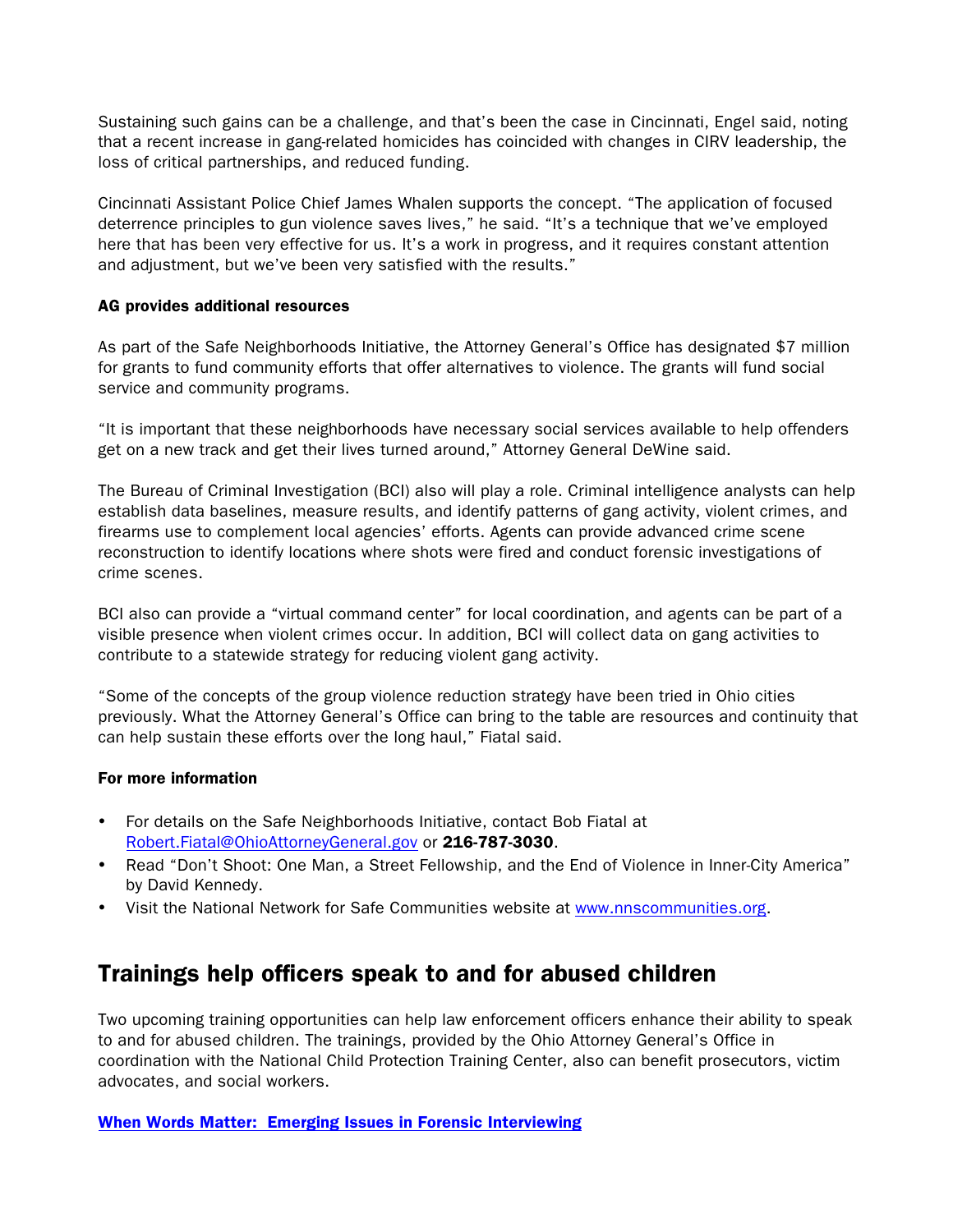Sustaining such gains can be a challenge, and that's been the case in Cincinnati, Engel said, noting that a recent increase in gang-related homicides has coincided with changes in CIRV leadership, the loss of critical partnerships, and reduced funding.

Cincinnati Assistant Police Chief James Whalen supports the concept. "The application of focused deterrence principles to gun violence saves lives," he said. "It's a technique that we've employed here that has been very effective for us. It's a work in progress, and it requires constant attention and adjustment, but we've been very satisfied with the results."

### AG provides additional resources

As part of the Safe Neighborhoods Initiative, the Attorney General's Office has designated $7 million for grants to fund community efforts that offer alternatives to violence. The grants will fund social service and community programs.

"It is important that these neighborhoods have necessary social services available to help offenders get on a new track and get their lives turned around," Attorney General DeWine said.

The Bureau of Criminal Investigation (BCI) also will play a role. Criminal intelligence analysts can help establish data baselines, measure results, and identify patterns of gang activity, violent crimes, and firearms use to complement local agencies' efforts. Agents can provide advanced crime scene reconstruction to identify locations where shots were fired and conduct forensic investigations of crime scenes.

BCI also can provide a "virtual command center" for local coordination, and agents can be part of a visible presence when violent crimes occur. In addition, BCI will collect data on gang activities to contribute to a statewide strategy for reducing violent gang activity.

"Some of the concepts of the group violence reduction strategy have been tried in Ohio cities previously. What the Attorney General's Office can bring to the table are resources and continuity that can help sustain these efforts over the long haul," Fiatal said.

### For more information

- For details on the Safe Neighborhoods Initiative, contact Bob Fiatal at Robert.Fiatal@OhioAttorneyGeneral.gov or **216-787-3030**.
- Read "Don't Shoot: One Man, a Street Fellowship, and the End of Violence in Inner-City America" by David Kennedy.
- Visit the National Network for Safe Communities website at www.nnscommunities.org.

## Trainings help officers speak to and for abused children

Two upcoming training opportunities can help law enforcement officers enhance their ability to speak to and for abused children. The trainings, provided by the Ohio Attorney General's Office in coordination with the National Child Protection Training Center, also can benefit prosecutors, victim advocates, and social workers.

**When Words Matter: Emerging Issues in Forensic Interviewing**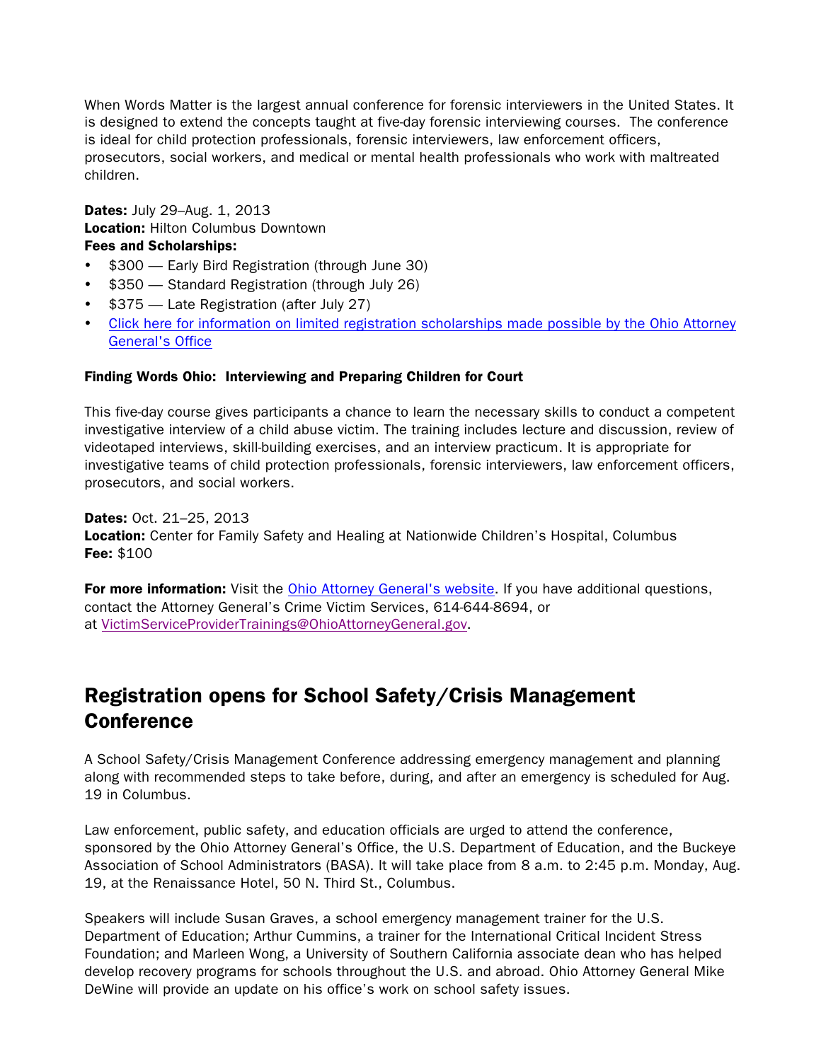When Words Matter is the largest annual conference for forensic interviewers in the United States. It is designed to extend the concepts taught at five-day forensic interviewing courses. The conference is ideal for child protection professionals, forensic interviewers, law enforcement officers, prosecutors, social workers, and medical or mental health professionals who work with maltreated children.

**Dates:** July 29–Aug. 1, 2013
**Location:** Hilton Columbus Downtown
**Fees and Scholarships:**

- $300 — Early Bird Registration (through June 30)
- $350 — Standard Registration (through July 26)
- $375 — Late Registration (after July 27)
- Click here for information on limited registration scholarships made possible by the Ohio Attorney General's Office

**Finding Words Ohio: Interviewing and Preparing Children for Court**

This five-day course gives participants a chance to learn the necessary skills to conduct a competent investigative interview of a child abuse victim. The training includes lecture and discussion, review of videotaped interviews, skill-building exercises, and an interview practicum. It is appropriate for investigative teams of child protection professionals, forensic interviewers, law enforcement officers, prosecutors, and social workers.

**Dates:** Oct. 21–25, 2013
**Location:** Center for Family Safety and Healing at Nationwide Children's Hospital, Columbus
**Fee:** $100

**For more information:** Visit the Ohio Attorney General's website. If you have additional questions, contact the Attorney General's Crime Victim Services, 614-644-8694, or at VictimServiceProviderTrainings@OhioAttorneyGeneral.gov.

## Registration opens for School Safety/Crisis Management Conference

A School Safety/Crisis Management Conference addressing emergency management and planning along with recommended steps to take before, during, and after an emergency is scheduled for Aug. 19 in Columbus.

Law enforcement, public safety, and education officials are urged to attend the conference, sponsored by the Ohio Attorney General's Office, the U.S. Department of Education, and the Buckeye Association of School Administrators (BASA). It will take place from 8 a.m. to 2:45 p.m. Monday, Aug. 19, at the Renaissance Hotel, 50 N. Third St., Columbus.

Speakers will include Susan Graves, a school emergency management trainer for the U.S. Department of Education; Arthur Cummins, a trainer for the International Critical Incident Stress Foundation; and Marleen Wong, a University of Southern California associate dean who has helped develop recovery programs for schools throughout the U.S. and abroad. Ohio Attorney General Mike DeWine will provide an update on his office's work on school safety issues.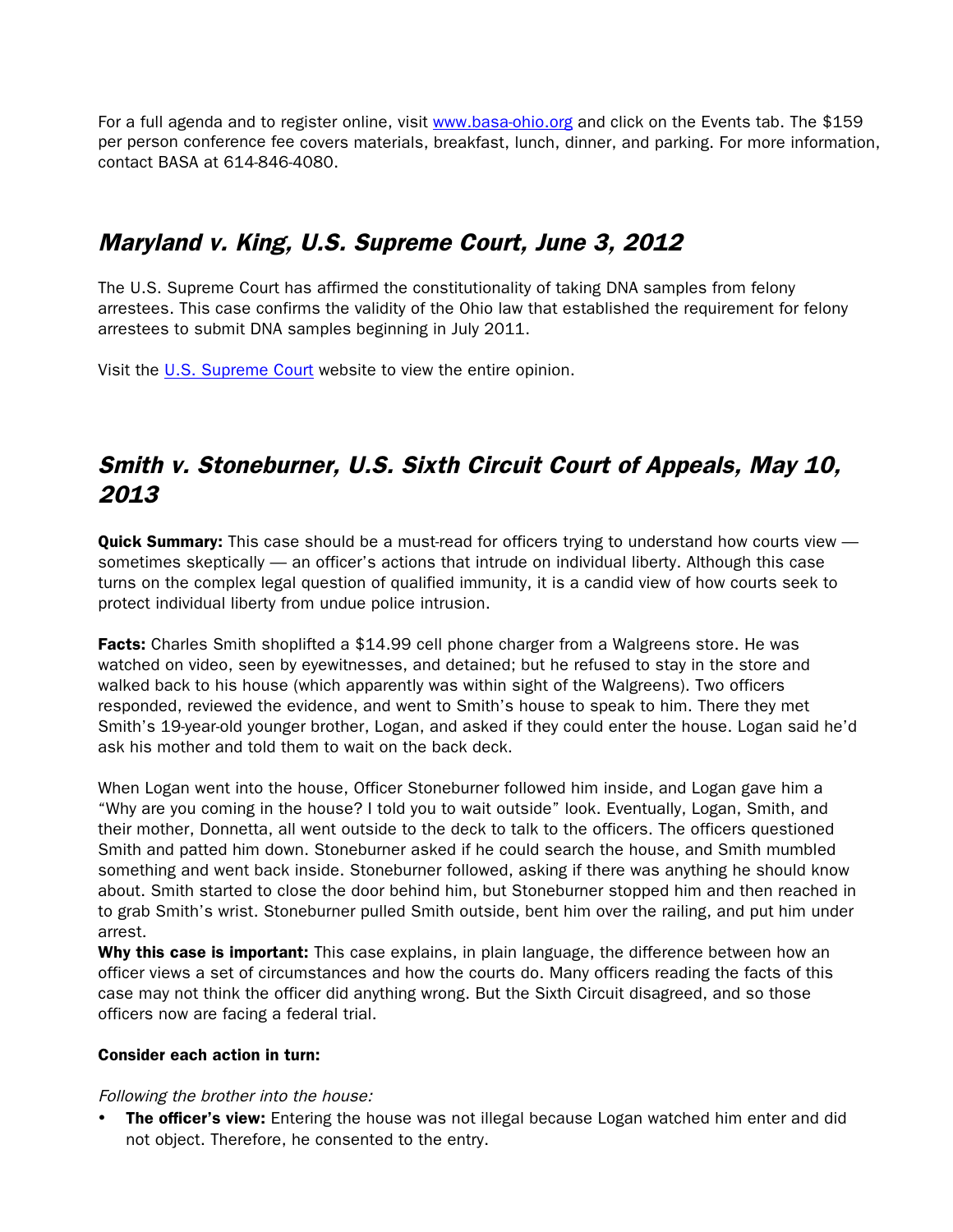For a full agenda and to register online, visit [www.basa-ohio.org](www.basa-ohio.org) and click on the Events tab. The $159 per person conference fee covers materials, breakfast, lunch, dinner, and parking. For more information, contact BASA at 614-846-4080.

## *Maryland v. King, U.S. Supreme Court, June 3, 2012*

The U.S. Supreme Court has affirmed the constitutionality of taking DNA samples from felony arrestees. This case confirms the validity of the Ohio law that established the requirement for felony arrestees to submit DNA samples beginning in July 2011.

Visit the [U.S. Supreme Court]() website to view the entire opinion.

## *Smith v. Stoneburner, U.S. Sixth Circuit Court of Appeals, May 10, 2013*

**Quick Summary:** This case should be a must-read for officers trying to understand how courts view — sometimes skeptically — an officer's actions that intrude on individual liberty. Although this case turns on the complex legal question of qualified immunity, it is a candid view of how courts seek to protect individual liberty from undue police intrusion.

**Facts:** Charles Smith shoplifted a $14.99 cell phone charger from a Walgreens store. He was watched on video, seen by eyewitnesses, and detained; but he refused to stay in the store and walked back to his house (which apparently was within sight of the Walgreens). Two officers responded, reviewed the evidence, and went to Smith's house to speak to him. There they met Smith's 19-year-old younger brother, Logan, and asked if they could enter the house. Logan said he'd ask his mother and told them to wait on the back deck.

When Logan went into the house, Officer Stoneburner followed him inside, and Logan gave him a "Why are you coming in the house? I told you to wait outside" look. Eventually, Logan, Smith, and their mother, Donnetta, all went outside to the deck to talk to the officers. The officers questioned Smith and patted him down. Stoneburner asked if he could search the house, and Smith mumbled something and went back inside. Stoneburner followed, asking if there was anything he should know about. Smith started to close the door behind him, but Stoneburner stopped him and then reached in to grab Smith's wrist. Stoneburner pulled Smith outside, bent him over the railing, and put him under arrest.

**Why this case is important:** This case explains, in plain language, the difference between how an officer views a set of circumstances and how the courts do. Many officers reading the facts of this case may not think the officer did anything wrong. But the Sixth Circuit disagreed, and so those officers now are facing a federal trial.

**Consider each action in turn:**

*Following the brother into the house:*

- **The officer's view:** Entering the house was not illegal because Logan watched him enter and did not object. Therefore, he consented to the entry.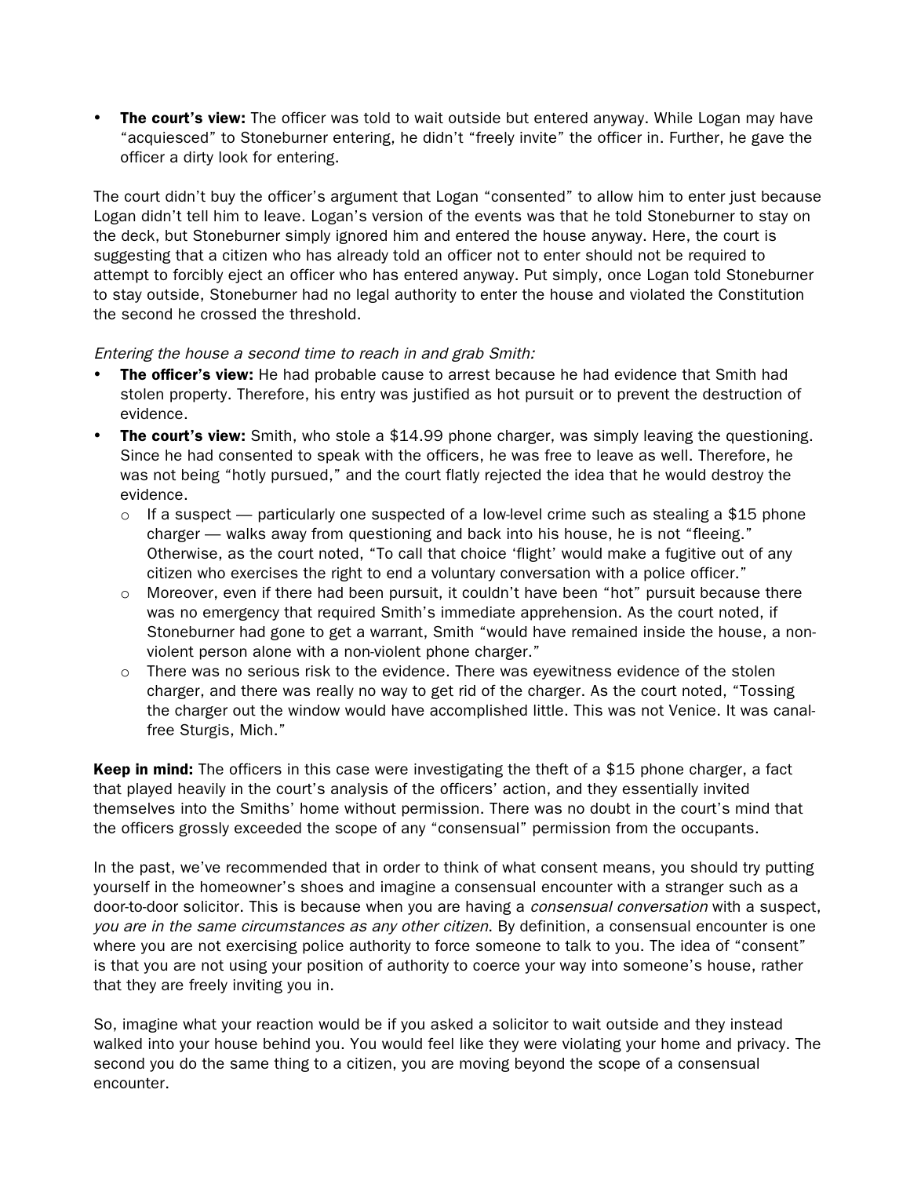- **The court's view:** The officer was told to wait outside but entered anyway. While Logan may have "acquiesced" to Stoneburner entering, he didn't "freely invite" the officer in. Further, he gave the officer a dirty look for entering.

The court didn't buy the officer's argument that Logan "consented" to allow him to enter just because Logan didn't tell him to leave. Logan's version of the events was that he told Stoneburner to stay on the deck, but Stoneburner simply ignored him and entered the house anyway. Here, the court is suggesting that a citizen who has already told an officer not to enter should not be required to attempt to forcibly eject an officer who has entered anyway. Put simply, once Logan told Stoneburner to stay outside, Stoneburner had no legal authority to enter the house and violated the Constitution the second he crossed the threshold.

*Entering the house a second time to reach in and grab Smith:*

- **The officer's view:** He had probable cause to arrest because he had evidence that Smith had stolen property. Therefore, his entry was justified as hot pursuit or to prevent the destruction of evidence.
- **The court's view:** Smith, who stole a $14.99 phone charger, was simply leaving the questioning. Since he had consented to speak with the officers, he was free to leave as well. Therefore, he was not being "hotly pursued," and the court flatly rejected the idea that he would destroy the evidence.
  - If a suspect — particularly one suspected of a low-level crime such as stealing a $15 phone charger — walks away from questioning and back into his house, he is not "fleeing." Otherwise, as the court noted, "To call that choice 'flight' would make a fugitive out of any citizen who exercises the right to end a voluntary conversation with a police officer."
  - Moreover, even if there had been pursuit, it couldn't have been "hot" pursuit because there was no emergency that required Smith's immediate apprehension. As the court noted, if Stoneburner had gone to get a warrant, Smith "would have remained inside the house, a non-violent person alone with a non-violent phone charger."
  - There was no serious risk to the evidence. There was eyewitness evidence of the stolen charger, and there was really no way to get rid of the charger. As the court noted, "Tossing the charger out the window would have accomplished little. This was not Venice. It was canal-free Sturgis, Mich."

**Keep in mind:** The officers in this case were investigating the theft of a $15 phone charger, a fact that played heavily in the court's analysis of the officers' action, and they essentially invited themselves into the Smiths' home without permission. There was no doubt in the court's mind that the officers grossly exceeded the scope of any "consensual" permission from the occupants.

In the past, we've recommended that in order to think of what consent means, you should try putting yourself in the homeowner's shoes and imagine a consensual encounter with a stranger such as a door-to-door solicitor. This is because when you are having a *consensual conversation* with a suspect, *you are in the same circumstances as any other citizen*. By definition, a consensual encounter is one where you are not exercising police authority to force someone to talk to you. The idea of "consent" is that you are not using your position of authority to coerce your way into someone's house, rather that they are freely inviting you in.

So, imagine what your reaction would be if you asked a solicitor to wait outside and they instead walked into your house behind you. You would feel like they were violating your home and privacy. The second you do the same thing to a citizen, you are moving beyond the scope of a consensual encounter.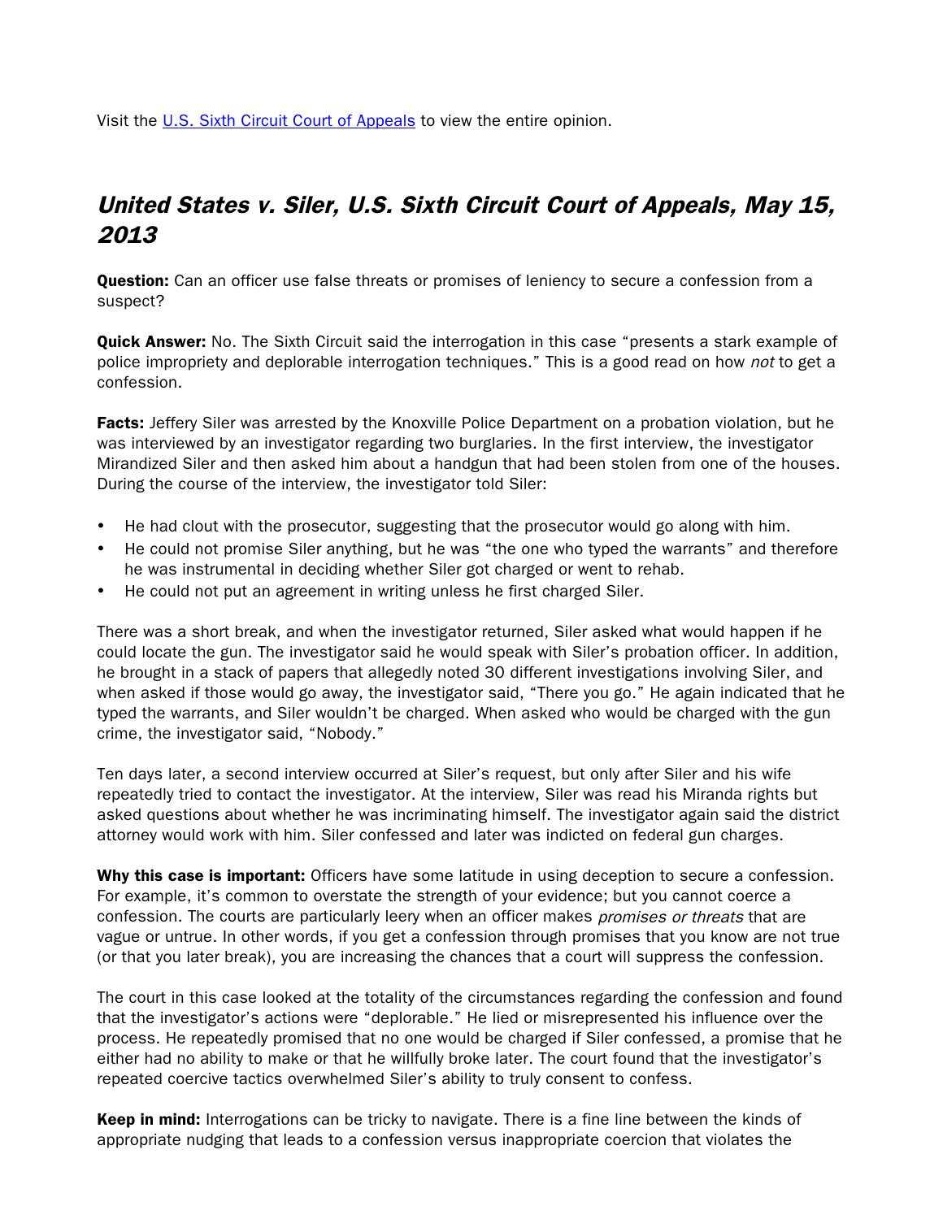Visit the [U.S. Sixth Circuit Court of Appeals](#) to view the entire opinion.

## *United States v. Siler, U.S. Sixth Circuit Court of Appeals, May 15, 2013*

**Question:** Can an officer use false threats or promises of leniency to secure a confession from a suspect?

**Quick Answer:** No. The Sixth Circuit said the interrogation in this case "presents a stark example of police impropriety and deplorable interrogation techniques." This is a good read on how *not* to get a confession.

**Facts:** Jeffery Siler was arrested by the Knoxville Police Department on a probation violation, but he was interviewed by an investigator regarding two burglaries. In the first interview, the investigator Mirandized Siler and then asked him about a handgun that had been stolen from one of the houses. During the course of the interview, the investigator told Siler:

- He had clout with the prosecutor, suggesting that the prosecutor would go along with him.
- He could not promise Siler anything, but he was "the one who typed the warrants" and therefore he was instrumental in deciding whether Siler got charged or went to rehab.
- He could not put an agreement in writing unless he first charged Siler.

There was a short break, and when the investigator returned, Siler asked what would happen if he could locate the gun. The investigator said he would speak with Siler's probation officer. In addition, he brought in a stack of papers that allegedly noted 30 different investigations involving Siler, and when asked if those would go away, the investigator said, "There you go." He again indicated that he typed the warrants, and Siler wouldn't be charged. When asked who would be charged with the gun crime, the investigator said, "Nobody."

Ten days later, a second interview occurred at Siler's request, but only after Siler and his wife repeatedly tried to contact the investigator. At the interview, Siler was read his Miranda rights but asked questions about whether he was incriminating himself. The investigator again said the district attorney would work with him. Siler confessed and later was indicted on federal gun charges.

**Why this case is important:** Officers have some latitude in using deception to secure a confession. For example, it's common to overstate the strength of your evidence; but you cannot coerce a confession. The courts are particularly leery when an officer makes *promises or threats* that are vague or untrue. In other words, if you get a confession through promises that you know are not true (or that you later break), you are increasing the chances that a court will suppress the confession.

The court in this case looked at the totality of the circumstances regarding the confession and found that the investigator's actions were "deplorable." He lied or misrepresented his influence over the process. He repeatedly promised that no one would be charged if Siler confessed, a promise that he either had no ability to make or that he willfully broke later. The court found that the investigator's repeated coercive tactics overwhelmed Siler's ability to truly consent to confess.

**Keep in mind:** Interrogations can be tricky to navigate. There is a fine line between the kinds of appropriate nudging that leads to a confession versus inappropriate coercion that violates the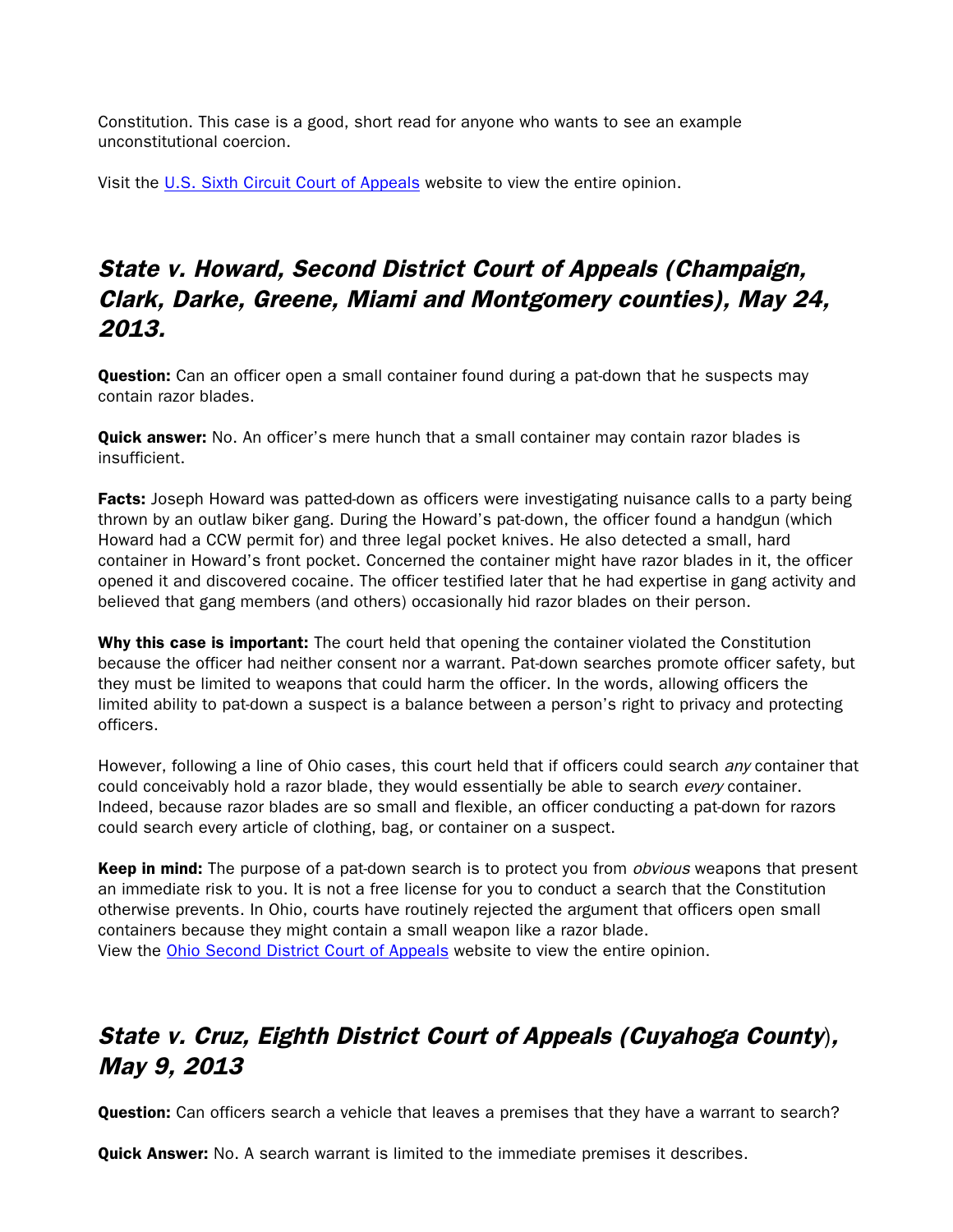Constitution. This case is a good, short read for anyone who wants to see an example unconstitutional coercion.

Visit the [U.S. Sixth Circuit Court of Appeals]() website to view the entire opinion.

## *State v. Howard, Second District Court of Appeals (Champaign, Clark, Darke, Greene, Miami and Montgomery counties), May 24, 2013.*

**Question:** Can an officer open a small container found during a pat-down that he suspects may contain razor blades.

**Quick answer:** No. An officer's mere hunch that a small container may contain razor blades is insufficient.

**Facts:** Joseph Howard was patted-down as officers were investigating nuisance calls to a party being thrown by an outlaw biker gang. During the Howard's pat-down, the officer found a handgun (which Howard had a CCW permit for) and three legal pocket knives. He also detected a small, hard container in Howard's front pocket. Concerned the container might have razor blades in it, the officer opened it and discovered cocaine. The officer testified later that he had expertise in gang activity and believed that gang members (and others) occasionally hid razor blades on their person.

**Why this case is important:** The court held that opening the container violated the Constitution because the officer had neither consent nor a warrant. Pat-down searches promote officer safety, but they must be limited to weapons that could harm the officer. In the words, allowing officers the limited ability to pat-down a suspect is a balance between a person's right to privacy and protecting officers.

However, following a line of Ohio cases, this court held that if officers could search *any* container that could conceivably hold a razor blade, they would essentially be able to search *every* container. Indeed, because razor blades are so small and flexible, an officer conducting a pat-down for razors could search every article of clothing, bag, or container on a suspect.

**Keep in mind:** The purpose of a pat-down search is to protect you from *obvious* weapons that present an immediate risk to you. It is not a free license for you to conduct a search that the Constitution otherwise prevents. In Ohio, courts have routinely rejected the argument that officers open small containers because they might contain a small weapon like a razor blade.
View the [Ohio Second District Court of Appeals]() website to view the entire opinion.

## *State v. Cruz, Eighth District Court of Appeals (Cuyahoga County), May 9, 2013*

**Question:** Can officers search a vehicle that leaves a premises that they have a warrant to search?

**Quick Answer:** No. A search warrant is limited to the immediate premises it describes.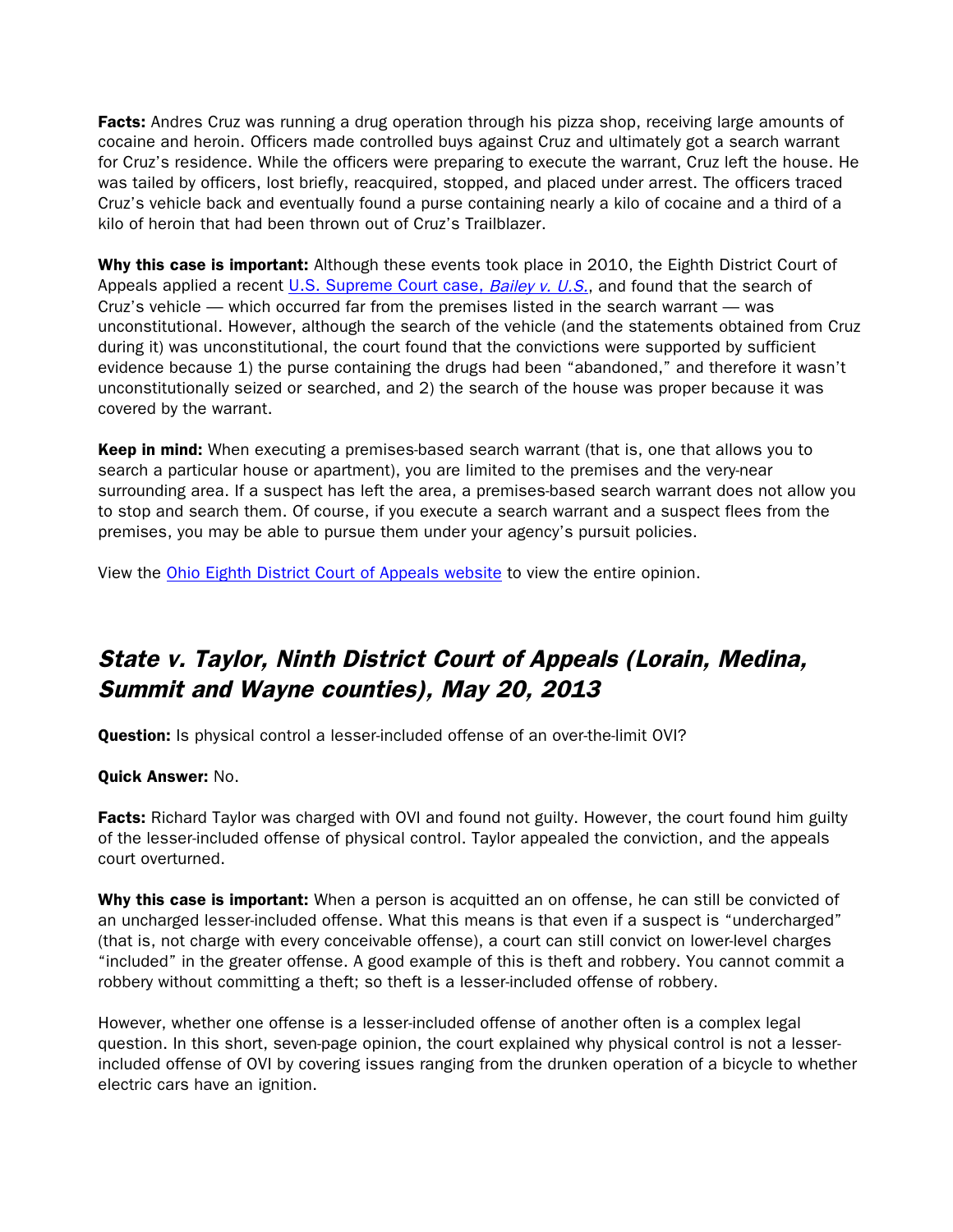**Facts:** Andres Cruz was running a drug operation through his pizza shop, receiving large amounts of cocaine and heroin. Officers made controlled buys against Cruz and ultimately got a search warrant for Cruz's residence. While the officers were preparing to execute the warrant, Cruz left the house. He was tailed by officers, lost briefly, reacquired, stopped, and placed under arrest. The officers traced Cruz's vehicle back and eventually found a purse containing nearly a kilo of cocaine and a third of a kilo of heroin that had been thrown out of Cruz's Trailblazer.

**Why this case is important:** Although these events took place in 2010, the Eighth District Court of Appeals applied a recent U.S. Supreme Court case, *Bailey v. U.S.*, and found that the search of Cruz's vehicle — which occurred far from the premises listed in the search warrant — was unconstitutional. However, although the search of the vehicle (and the statements obtained from Cruz during it) was unconstitutional, the court found that the convictions were supported by sufficient evidence because 1) the purse containing the drugs had been "abandoned," and therefore it wasn't unconstitutionally seized or searched, and 2) the search of the house was proper because it was covered by the warrant.

**Keep in mind:** When executing a premises-based search warrant (that is, one that allows you to search a particular house or apartment), you are limited to the premises and the very-near surrounding area. If a suspect has left the area, a premises-based search warrant does not allow you to stop and search them. Of course, if you execute a search warrant and a suspect flees from the premises, you may be able to pursue them under your agency's pursuit policies.

View the Ohio Eighth District Court of Appeals website to view the entire opinion.

## *State v. Taylor, Ninth District Court of Appeals (Lorain, Medina, Summit and Wayne counties), May 20, 2013*

**Question:** Is physical control a lesser-included offense of an over-the-limit OVI?

**Quick Answer:** No.

**Facts:** Richard Taylor was charged with OVI and found not guilty. However, the court found him guilty of the lesser-included offense of physical control. Taylor appealed the conviction, and the appeals court overturned.

**Why this case is important:** When a person is acquitted an on offense, he can still be convicted of an uncharged lesser-included offense. What this means is that even if a suspect is "undercharged" (that is, not charge with every conceivable offense), a court can still convict on lower-level charges "included" in the greater offense. A good example of this is theft and robbery. You cannot commit a robbery without committing a theft; so theft is a lesser-included offense of robbery.

However, whether one offense is a lesser-included offense of another often is a complex legal question. In this short, seven-page opinion, the court explained why physical control is not a lesser-included offense of OVI by covering issues ranging from the drunken operation of a bicycle to whether electric cars have an ignition.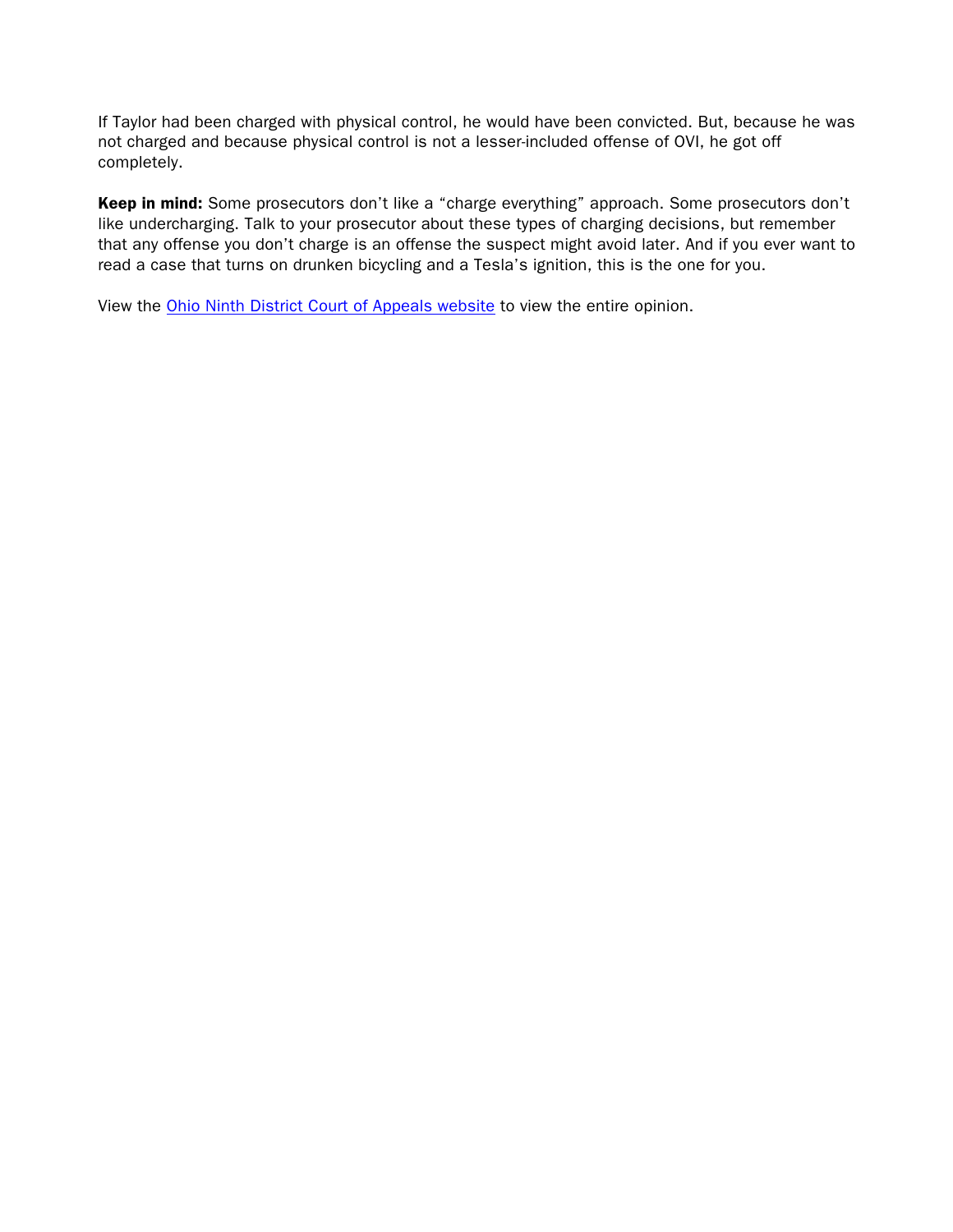If Taylor had been charged with physical control, he would have been convicted. But, because he was not charged and because physical control is not a lesser-included offense of OVI, he got off completely.

**Keep in mind:** Some prosecutors don't like a "charge everything" approach. Some prosecutors don't like undercharging. Talk to your prosecutor about these types of charging decisions, but remember that any offense you don't charge is an offense the suspect might avoid later. And if you ever want to read a case that turns on drunken bicycling and a Tesla's ignition, this is the one for you.

View the [Ohio Ninth District Court of Appeals website]() to view the entire opinion.